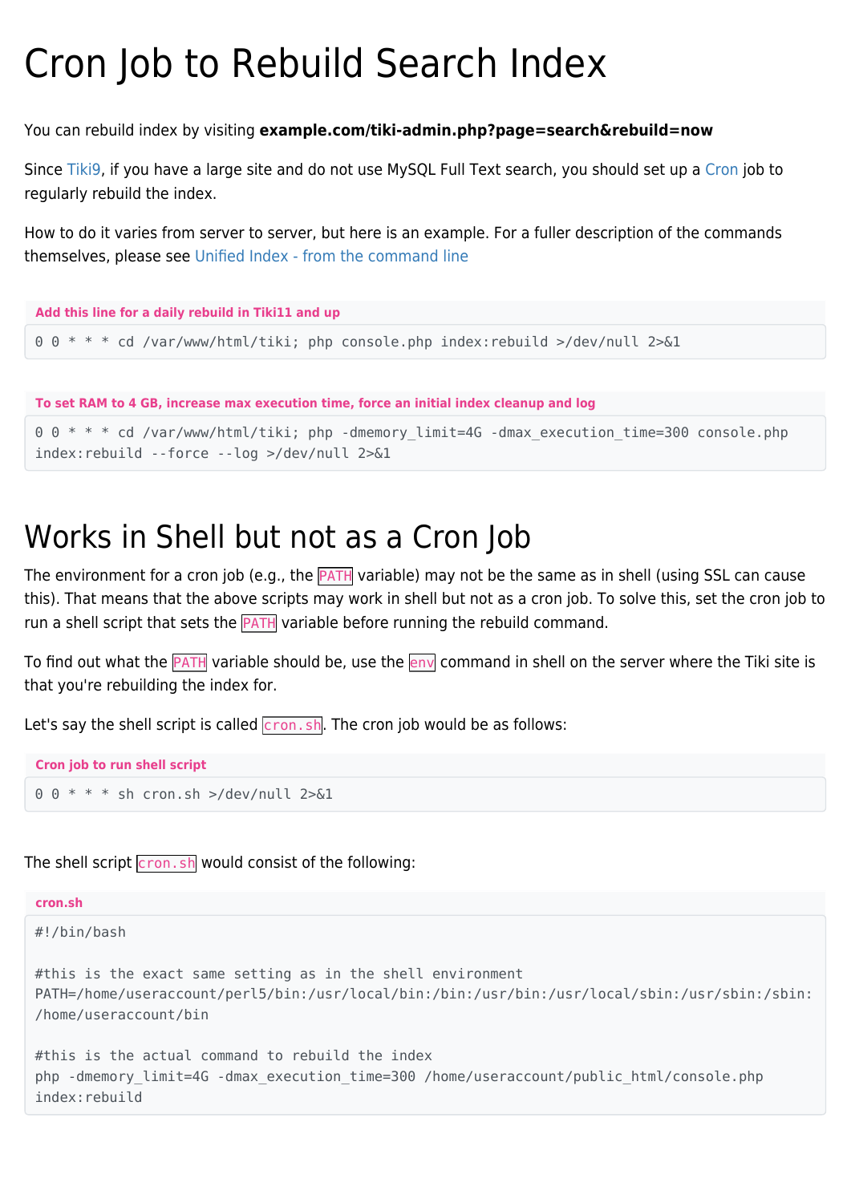# Cron Job to Rebuild Search Index

You can rebuild index by visiting **example.com/tiki-admin.php?page=search&rebuild=now**

Since Tiki9, if you have a large site and do not use MySQL Full Text search, you should set up a Cron job to regularly rebuild the index.

How to do it varies from server to server, but here is an example. For a fuller description of the commands themselves, please see Unified Index - from the command line

**Add this line for a daily rebuild in Tiki11 and up**

```
0 0 * * * cd /var/www/html/tiki; php console.php index:rebuild >/dev/null 2>&1
```

**To set RAM to 4 GB, increase max execution time, force an initial index cleanup and log**

```
0 0 * * * cd /var/www/html/tiki; php -dmemory_limit=4G -dmax_execution_time=300 console.php
index:rebuild --force --log >/dev/null 2>&1
```

# Works in Shell but not as a Cron Job

The environment for a cron job (e.g., the `PATH` variable) may not be the same as in shell (using SSL can cause this). That means that the above scripts may work in shell but not as a cron job. To solve this, set the cron job to run a shell script that sets the `PATH` variable before running the rebuild command.

To find out what the `PATH` variable should be, use the `env` command in shell on the server where the Tiki site is that you're rebuilding the index for.

Let's say the shell script is called `cron.sh`. The cron job would be as follows:

**Cron job to run shell script**

```
0 0 * * * sh cron.sh >/dev/null 2>&1
```

The shell script `cron.sh` would consist of the following:

**cron.sh**

```
#!/bin/bash

#this is the exact same setting as in the shell environment
PATH=/home/useraccount/perl5/bin:/usr/local/bin:/bin:/usr/bin:/usr/local/sbin:/usr/sbin:/sbin:
/home/useraccount/bin

#this is the actual command to rebuild the index
php -dmemory_limit=4G -dmax_execution_time=300 /home/useraccount/public_html/console.php
index:rebuild
```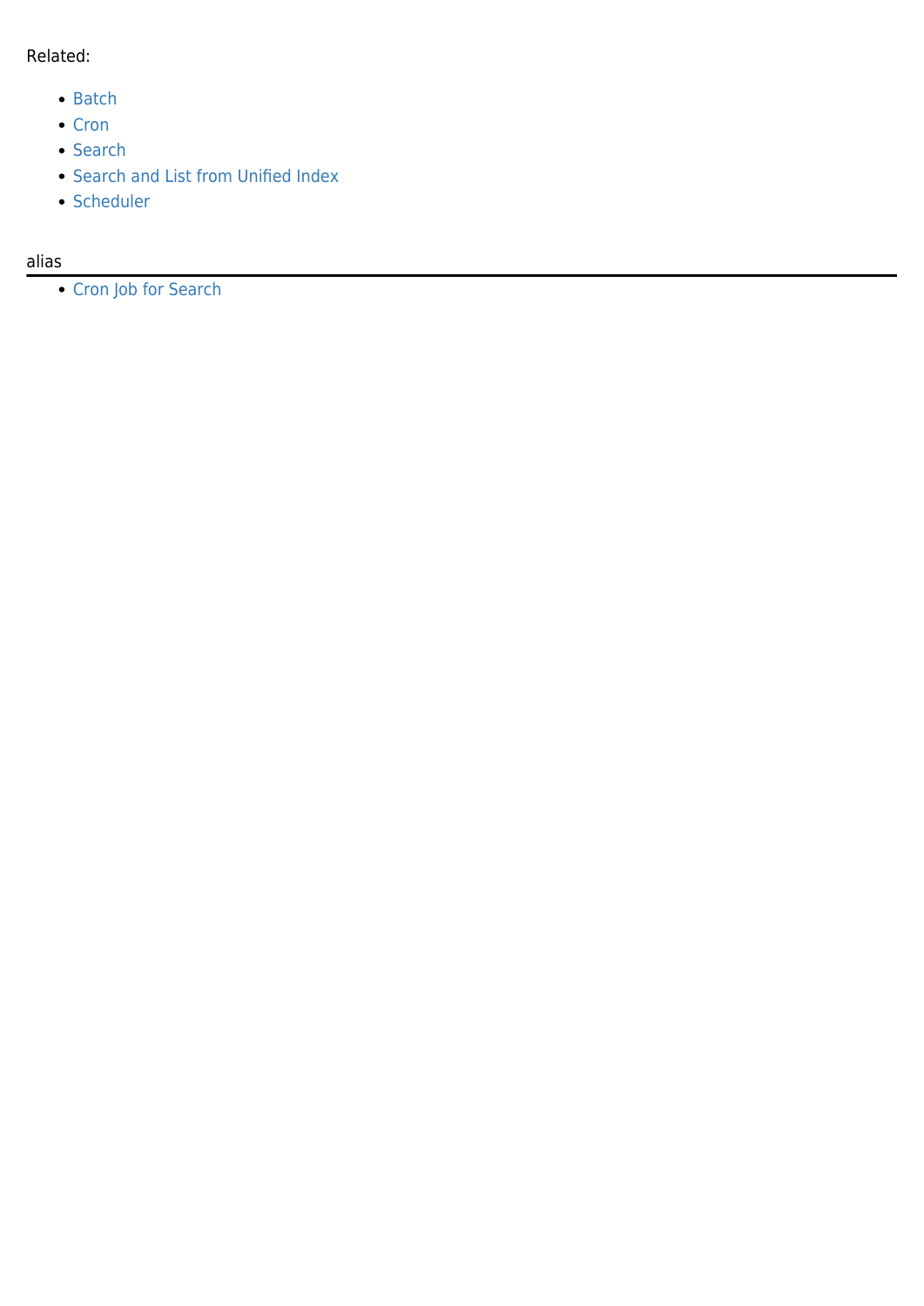Related:

- Batch
- Cron
- Search
- Search and List from Unified Index
- Scheduler

## alias

- Cron Job for Search